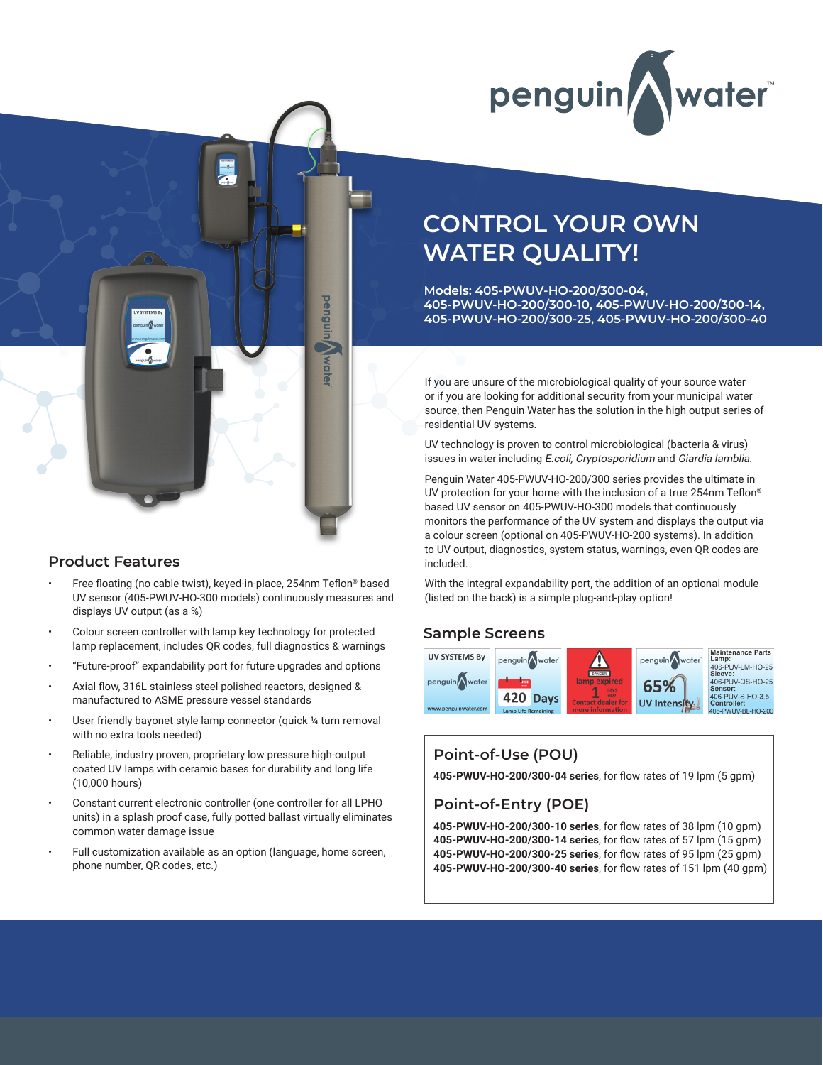# CONTROL YOUR OWN WATER QUALITY!

**Models: 405-PWUV-HO-200/300-04, 405-PWUV-HO-200/300-10, 405-PWUV-HO-200/300-14, 405-PWUV-HO-200/300-25, 405-PWUV-HO-200/300-40**

If you are unsure of the microbiological quality of your source water or if you are looking for additional security from your municipal water source, then Penguin Water has the solution in the high output series of residential UV systems.

UV technology is proven to control microbiological (bacteria & virus) issues in water including *E.coli, Cryptosporidium* and *Giardia lamblia.*

Penguin Water 405-PWUV-HO-200/300 series provides the ultimate in UV protection for your home with the inclusion of a true 254nm Teflon® based UV sensor on 405-PWUV-HO-300 models that continuously monitors the performance of the UV system and displays the output via a colour screen (optional on 405-PWUV-HO-200 systems). In addition to UV output, diagnostics, system status, warnings, even QR codes are included.

With the integral expandability port, the addition of an optional module (listed on the back) is a simple plug-and-play option!

## Product Features

- Free floating (no cable twist), keyed-in-place, 254nm Teflon® based UV sensor (405-PWUV-HO-300 models) continuously measures and displays UV output (as a %)
- Colour screen controller with lamp key technology for protected lamp replacement, includes QR codes, full diagnostics & warnings
- "Future-proof" expandability port for future upgrades and options
- Axial flow, 316L stainless steel polished reactors, designed & manufactured to ASME pressure vessel standards
- User friendly bayonet style lamp connector (quick ¼ turn removal with no extra tools needed)
- Reliable, industry proven, proprietary low pressure high-output coated UV lamps with ceramic bases for durability and long life (10,000 hours)
- Constant current electronic controller (one controller for all LPHO units) in a splash proof case, fully potted ballast virtually eliminates common water damage issue
- Full customization available as an option (language, home screen, phone number, QR codes, etc.)

## Sample Screens

## Point-of-Use (POU)

**405-PWUV-HO-200/300-04 series**, for flow rates of 19 lpm (5 gpm)

## Point-of-Entry (POE)

**405-PWUV-HO-200/300-10 series**, for flow rates of 38 lpm (10 gpm)
**405-PWUV-HO-200/300-14 series**, for flow rates of 57 lpm (15 gpm)
**405-PWUV-HO-200/300-25 series**, for flow rates of 95 lpm (25 gpm)
**405-PWUV-HO-200/300-40 series**, for flow rates of 151 lpm (40 gpm)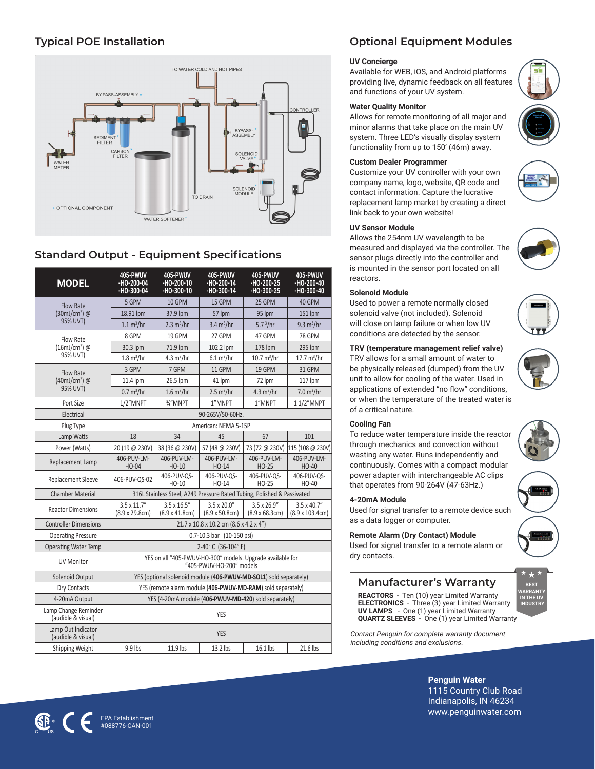## Typical POE Installation

TO WATER COLD AND HOT PIPES

BY PASS-ASSEMBLY *

CONTROLLER

SEDIMENT * FILTER

CARBON * FILTER

BYPASS- * ASSEMBLY

SOLENOID * VALVE

WATER METER

SOLENOID * MODULE

TO DRAIN

* OPTIONAL COMPONENT

WATER SOFTENER *

## Standard Output - Equipment Specifications

| MODEL | 405-PWUV -HO-200-04 -HO-300-04 | 405-PWUV -HO-200-10 -HO-300-10 | 405-PWUV -HO-200-14 -HO-300-14 | 405-PWUV -HO-200-25 -HO-300-25 | 405-PWUV -HO-200-40 -HO-300-40 |
|---|---|---|---|---|---|
| Flow Rate ($30mJ/cm^2$) @ 95% UVT) | 5 GPM | 10 GPM | 15 GPM | 25 GPM | 40 GPM |
| | 18.91 lpm | 37.9 lpm | 57 lpm | 95 lpm | 151 lpm |
| | 1.1 $m^3/hr$ | 2.3 $m^3/hr$ | 3.4 $m^3/hr$ | 5.7 $^3/hr$ | 9.3 $m^3/hr$ |
| Flow Rate ($16mJ/cm^2$) @ 95% UVT) | 8 GPM | 19 GPM | 27 GPM | 47 GPM | 78 GPM |
| | 30.3 lpm | 71.9 lpm | 102.2 lpm | 178 lpm | 295 lpm |
| | 1.8 $m^3/hr$ | 4.3 $m^3/hr$ | 6.1 $m^3/hr$ | 10.7 $m^3/hr$ | 17.7 $m^3/hr$ |
| Flow Rate ($40mJ/cm^2$) @ 95% UVT) | 3 GPM | 7 GPM | 11 GPM | 19 GPM | 31 GPM |
| | 11.4 lpm | 26.5 lpm | 41 lpm | 72 lpm | 117 lpm |
| | 0.7 $m^3/hr$ | 1.6 $m^3/hr$ | 2.5 $m^3/hr$ | 4.3 $m^3/hr$ | 7.0 $m^3/hr$ |
| Port Size | 1/2"MNPT | ¾"MNPT | 1"MNPT | 1"MNPT | 1 1/2"MNPT |
| Electrical | 90-265V/50-60Hz. | | | | |
| Plug Type | American: NEMA 5-15P | | | | |
| Lamp Watts | 18 | 34 | 45 | 67 | 101 |
| Power (Watts) | 20 (19 @ 230V) | 38 (36 @ 230V) | 57 (48 @ 230V) | 73 (72 @ 230V) | 115 (108 @ 230V) |
| Replacement Lamp | 406-PUV-LM-HO-04 | 406-PUV-LM-HO-10 | 406-PUV-LM-HO-14 | 406-PUV-LM-HO-25 | 406-PUV-LM-HO-40 |
| Replacement Sleeve | 406-PUV-QS-02 | 406-PUV-QS-HO-10 | 406-PUV-QS-HO-14 | 406-PUV-QS-HO-25 | 406-PUV-QS-HO-40 |
| Chamber Material | 316L Stainless Steel, A249 Pressure Rated Tubing, Polished & Passivated | | | | |
| Reactor Dimensions | 3.5 x 11.7" (8.9 x 29.8cm) | 3.5 x 16.5" (8.9 x 41.8cm) | 3.5 x 20.0" (8.9 x 50.8cm) | 3.5 x 26.9" (8.9 x 68.3cm) | 3.5 x 40.7" (8.9 x 103.4cm) |
| Controller Dimensions | 21.7 x 10.8 x 10.2 cm (8.6 x 4.2 x 4") | | | | |
| Operating Pressure | 0.7-10.3 bar (10-150 psi) | | | | |
| Operating Water Temp | 2-40° C (36-104° F) | | | | |
| UV Monitor | YES on all "405-PWUV-HO-300" models. Upgrade available for "405-PWUV-HO-200" models | | | | |
| Solenoid Output | YES (optional solenoid module (**406-PWUV-MD-SOL1**) sold separately) | | | | |
| Dry Contacts | YES (remote alarm module (**406-PWUV-MD-RAM**) sold separately) | | | | |
| 4-20mA Output | YES (4-20mA module (**406-PWUV-MD-420**) sold separately) | | | | |
| Lamp Change Reminder (audible & visual) | YES | | | | |
| Lamp Out Indicator (audible & visual) | YES | | | | |
| Shipping Weight | 9.9 lbs | 11.9 lbs | 13.2 lbs | 16.1 lbs | 21.6 lbs |

## Optional Equipment Modules

### UV Concierge
Available for WEB, iOS, and Android platforms providing live, dynamic feedback on all features and functions of your UV system.

### Water Quality Monitor
Allows for remote monitoring of all major and minor alarms that take place on the main UV system. Three LED's visually display system functionality from up to 150' (46m) away.

### Custom Dealer Programmer
Customize your UV controller with your own company name, logo, website, QR code and contact information. Capture the lucrative replacement lamp market by creating a direct link back to your own website!

### UV Sensor Module
Allows the 254nm UV wavelength to be measured and displayed via the controller. The sensor plugs directly into the controller and is mounted in the sensor port located on all reactors.

### Solenoid Module
Used to power a remote normally closed solenoid valve (not included). Solenoid will close on lamp failure or when low UV conditions are detected by the sensor.

### TRV (temperature management relief valve)
TRV allows for a small amount of water to be physically released (dumped) from the UV unit to allow for cooling of the water. Used in applications of extended "no flow" conditions, or when the temperature of the treated water is of a critical nature.

### Cooling Fan
To reduce water temperature inside the reactor through mechanics and convection without wasting any water. Runs independently and continuously. Comes with a compact modular power adapter with interchangeable AC clips that operates from 90-264V (47-63Hz.)

### 4-20mA Module
Used for signal transfer to a remote device such as a data logger or computer.

### Remote Alarm (Dry Contact) Module
Used for signal transfer to a remote alarm or dry contacts.

## Manufacturer's Warranty

BEST WARRANTY IN THE UV INDUSTRY

**REACTORS** - Ten (10) year Limited Warranty
**ELECTRONICS** - Three (3) year Limited Warranty
**UV LAMPS** - One (1) year Limited Warranty
**QUARTZ SLEEVES** - One (1) year Limited Warranty

*Contact Penguin for complete warranty document including conditions and exclusions.*

**Penguin Water**
1115 Country Club Road
Indianapolis, IN 46234
www.penguinwater.com

EPA Establishment #088776-CAN-001